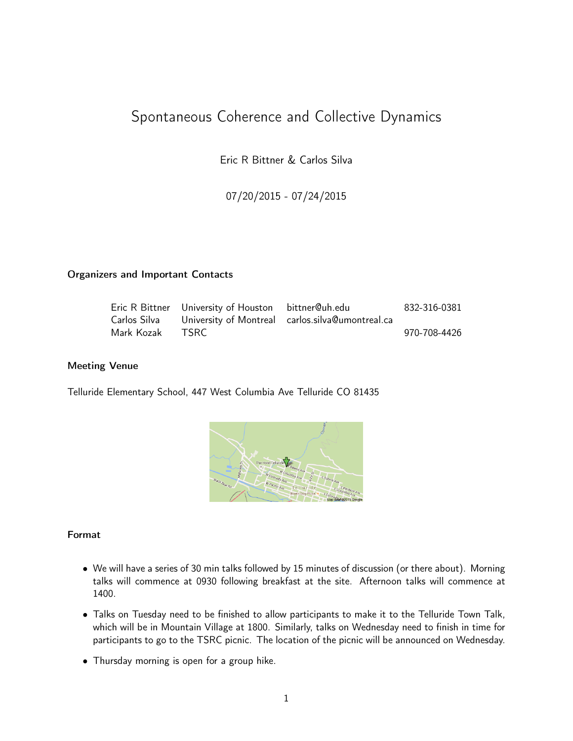# Spontaneous Coherence and Collective Dynamics

Eric R Bittner & Carlos Silva

07/20/2015 - 07/24/2015

### Organizers and Important Contacts

| | | | |
|---|---|---|---|
| Eric R Bittner | University of Houston | bittner@uh.edu | 832-316-0381 |
| Carlos Silva | University of Montreal | carlos.silva@umontreal.ca | |
| Mark Kozak | TSRC | | 970-708-4426 |

### Meeting Venue

Telluride Elementary School, 447 West Columbia Ave Telluride CO 81435

### Format

- We will have a series of 30 min talks followed by 15 minutes of discussion (or there about). Morning talks will commence at 0930 following breakfast at the site. Afternoon talks will commence at 1400.
- Talks on Tuesday need to be finished to allow participants to make it to the Telluride Town Talk, which will be in Mountain Village at 1800. Similarly, talks on Wednesday need to finish in time for participants to go to the TSRC picnic. The location of the picnic will be announced on Wednesday.
- Thursday morning is open for a group hike.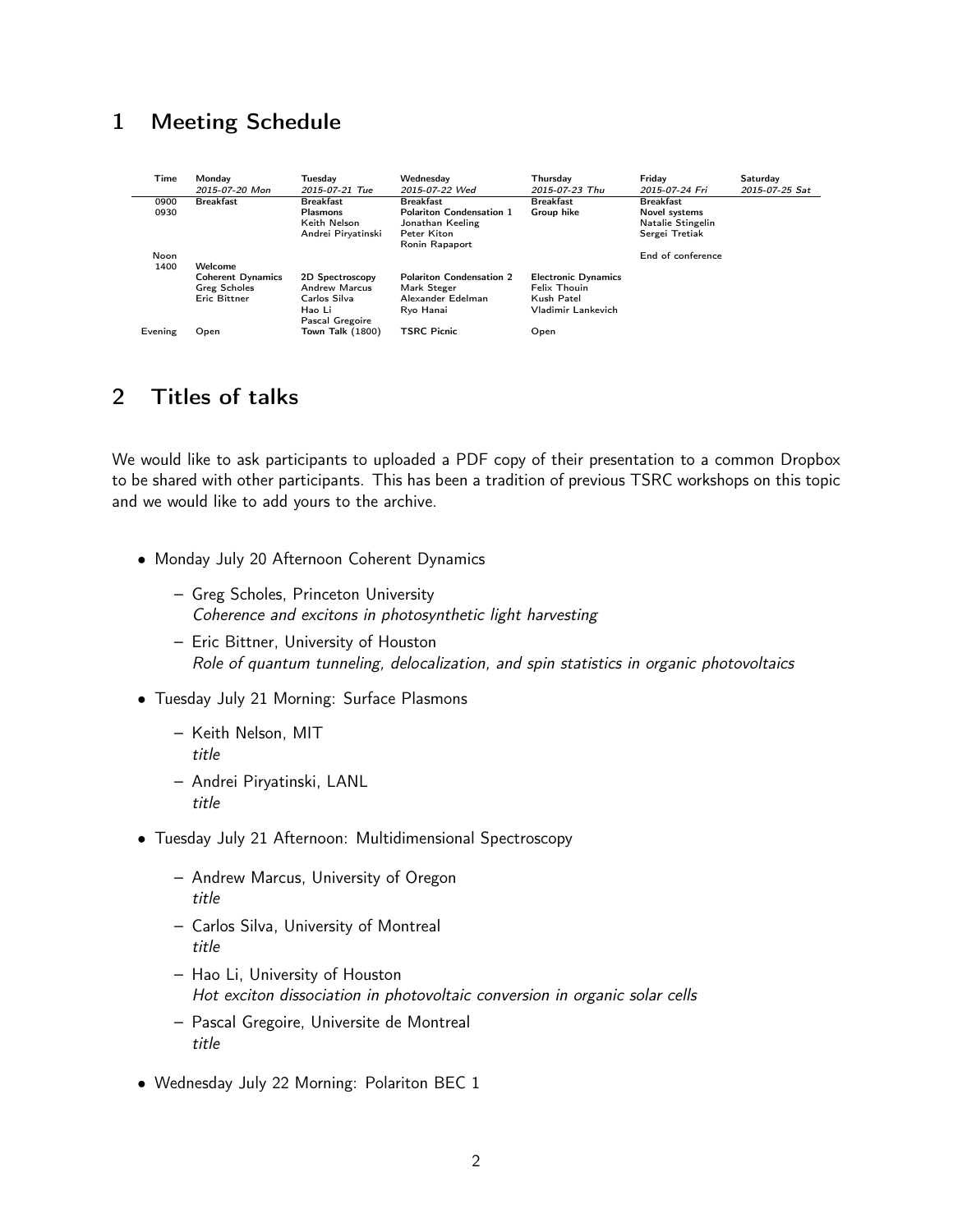# 1 Meeting Schedule

| Time | Monday | Tuesday | Wednesday | Thursday | Friday | Saturday |
|---|---|---|---|---|---|---|
| | *2015-07-20 Mon* | *2015-07-21 Tue* | *2015-07-22 Wed* | *2015-07-23 Thu* | *2015-07-24 Fri* | *2015-07-25 Sat* |
| 0900 | **Breakfast** | **Breakfast** | **Breakfast** | **Breakfast** | **Breakfast** | |
| 0930 | | **Plasmons** | **Polariton Condensation 1** | **Group hike** | **Novel systems** | |
| | | Keith Nelson | Jonathan Keeling | | Natalie Stingelin | |
| | | Andrei Piryatinski | Peter Kiton | | Sergei Tretiak | |
| | | | Ronin Rapaport | | | |
| Noon | | | | | End of conference | |
| 1400 | **Welcome** | | | | | |
| | **Coherent Dynamics** | **2D Spectroscopy** | **Polariton Condensation 2** | **Electronic Dynamics** | | |
| | Greg Scholes | Andrew Marcus | Mark Steger | Felix Thouin | | |
| | Eric Bittner | Carlos Silva | Alexander Edelman | Kush Patel | | |
| | | Hao Li | Ryo Hanai | Vladimir Lankevich | | |
| | | Pascal Gregoire | | | | |
| Evening | Open | **Town Talk (1800)** | **TSRC Picnic** | Open | | |

# 2 Titles of talks

We would like to ask participants to uploaded a PDF copy of their presentation to a common Dropbox to be shared with other participants. This has been a tradition of previous TSRC workshops on this topic and we would like to add yours to the archive.

- Monday July 20 Afternoon Coherent Dynamics
  - Greg Scholes, Princeton University
    *Coherence and excitons in photosynthetic light harvesting*
  - Eric Bittner, University of Houston
    *Role of quantum tunneling, delocalization, and spin statistics in organic photovoltaics*
- Tuesday July 21 Morning: Surface Plasmons
  - Keith Nelson, MIT
    *title*
  - Andrei Piryatinski, LANL
    *title*
- Tuesday July 21 Afternoon: Multidimensional Spectroscopy
  - Andrew Marcus, University of Oregon
    *title*
  - Carlos Silva, University of Montreal
    *title*
  - Hao Li, University of Houston
    *Hot exciton dissociation in photovoltaic conversion in organic solar cells*
  - Pascal Gregoire, Universite de Montreal
    *title*
- Wednesday July 22 Morning: Polariton BEC 1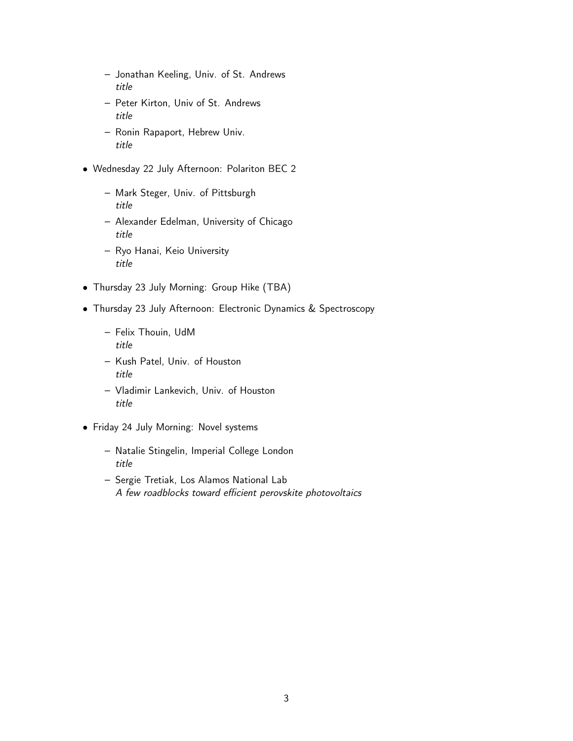- Jonathan Keeling, Univ. of St. Andrews
    *title*
  - Peter Kirton, Univ of St. Andrews
    *title*
  - Ronin Rapaport, Hebrew Univ.
    *title*

- Wednesday 22 July Afternoon: Polariton BEC 2
  - Mark Steger, Univ. of Pittsburgh
    *title*
  - Alexander Edelman, University of Chicago
    *title*
  - Ryo Hanai, Keio University
    *title*

- Thursday 23 July Morning: Group Hike (TBA)

- Thursday 23 July Afternoon: Electronic Dynamics & Spectroscopy
  - Felix Thouin, UdM
    *title*
  - Kush Patel, Univ. of Houston
    *title*
  - Vladimir Lankevich, Univ. of Houston
    *title*

- Friday 24 July Morning: Novel systems
  - Natalie Stingelin, Imperial College London
    *title*
  - Sergie Tretiak, Los Alamos National Lab
    *A few roadblocks toward efficient perovskite photovoltaics*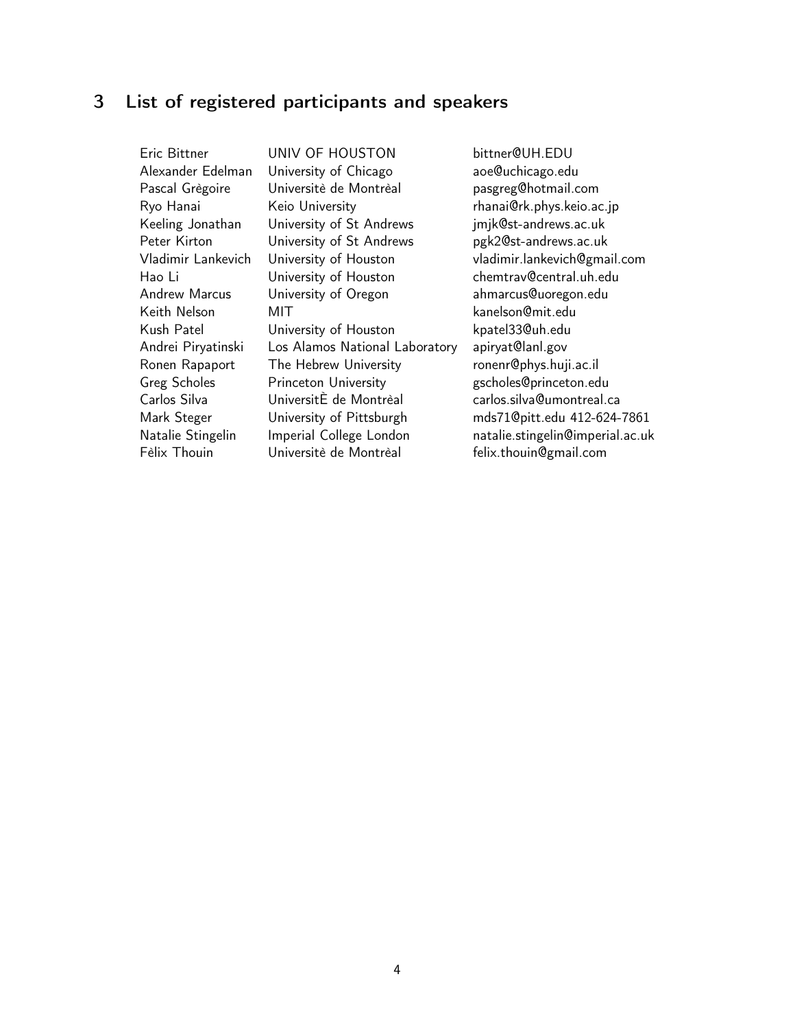## 3 List of registered participants and speakers

| | | |
|---|---|---|
| Eric Bittner | UNIV OF HOUSTON | bittner@UH.EDU |
| Alexander Edelman | University of Chicago | aoe@uchicago.edu |
| Pascal Grègoire | Universitè de Montrèal | pasgreg@hotmail.com |
| Ryo Hanai | Keio University | rhanai@rk.phys.keio.ac.jp |
| Keeling Jonathan | University of St Andrews | jmjk@st-andrews.ac.uk |
| Peter Kirton | University of St Andrews | pgk2@st-andrews.ac.uk |
| Vladimir Lankevich | University of Houston | vladimir.lankevich@gmail.com |
| Hao Li | University of Houston | chemtrav@central.uh.edu |
| Andrew Marcus | University of Oregon | ahmarcus@uoregon.edu |
| Keith Nelson | MIT | kanelson@mit.edu |
| Kush Patel | University of Houston | kpatel33@uh.edu |
| Andrei Piryatinski | Los Alamos National Laboratory | apiryat@lanl.gov |
| Ronen Rapaport | The Hebrew University | ronenr@phys.huji.ac.il |
| Greg Scholes | Princeton University | gscholes@princeton.edu |
| Carlos Silva | UniversitÈ de Montrèal | carlos.silva@umontreal.ca |
| Mark Steger | University of Pittsburgh | mds71@pitt.edu 412-624-7861 |
| Natalie Stingelin | Imperial College London | natalie.stingelin@imperial.ac.uk |
| Fèlix Thouin | Universitè de Montrèal | felix.thouin@gmail.com |